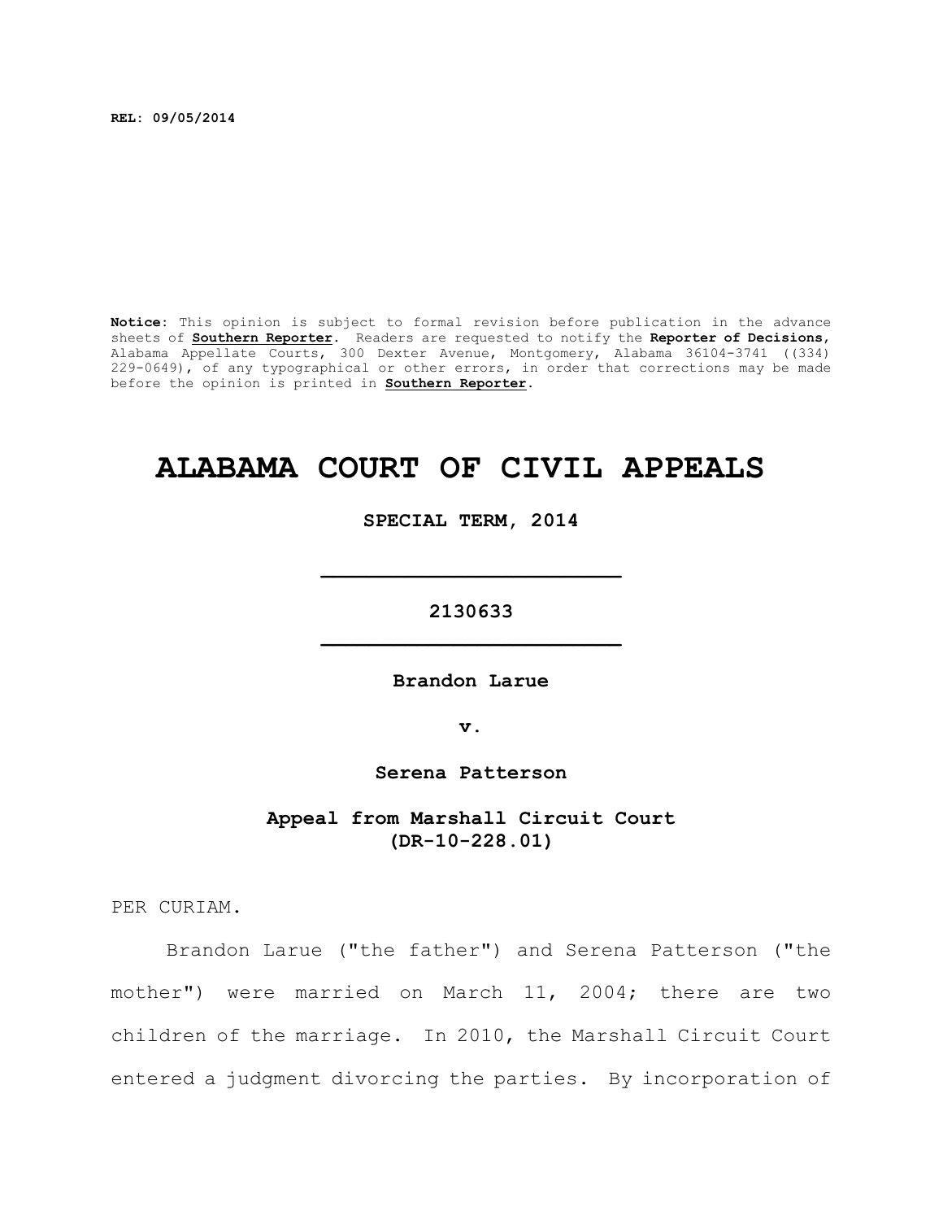REL: 09/05/2014

**Notice:** This opinion is subject to formal revision before publication in the advance sheets of **Southern Reporter**. Readers are requested to notify the **Reporter of Decisions**, Alabama Appellate Courts, 300 Dexter Avenue, Montgomery, Alabama 36104-3741 ((334) 229-0649), of any typographical or other errors, in order that corrections may be made before the opinion is printed in **Southern Reporter**.

# ALABAMA COURT OF CIVIL APPEALS

**SPECIAL TERM, 2014**

---

**2130633**

---

**Brandon Larue**

**v.**

**Serena Patterson**

**Appeal from Marshall Circuit Court (DR-10-228.01)**

PER CURIAM.

Brandon Larue ("the father") and Serena Patterson ("the mother") were married on March 11, 2004; there are two children of the marriage. In 2010, the Marshall Circuit Court entered a judgment divorcing the parties. By incorporation of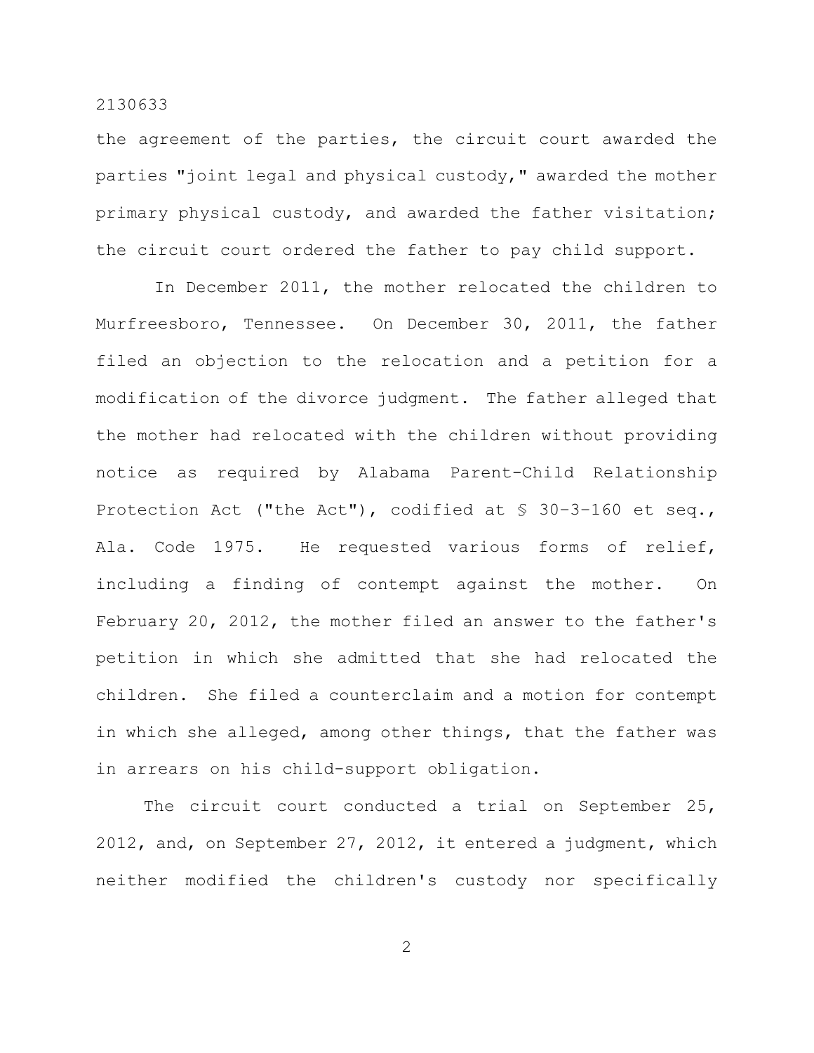the agreement of the parties, the circuit court awarded the parties "joint legal and physical custody," awarded the mother primary physical custody, and awarded the father visitation; the circuit court ordered the father to pay child support.

In December 2011, the mother relocated the children to Murfreesboro, Tennessee. On December 30, 2011, the father filed an objection to the relocation and a petition for a modification of the divorce judgment. The father alleged that the mother had relocated with the children without providing notice as required by Alabama Parent-Child Relationship Protection Act ("the Act"), codified at § 30-3-160 et seq., Ala. Code 1975. He requested various forms of relief, including a finding of contempt against the mother. On February 20, 2012, the mother filed an answer to the father's petition in which she admitted that she had relocated the children. She filed a counterclaim and a motion for contempt in which she alleged, among other things, that the father was in arrears on his child-support obligation.

The circuit court conducted a trial on September 25, 2012, and, on September 27, 2012, it entered a judgment, which neither modified the children's custody nor specifically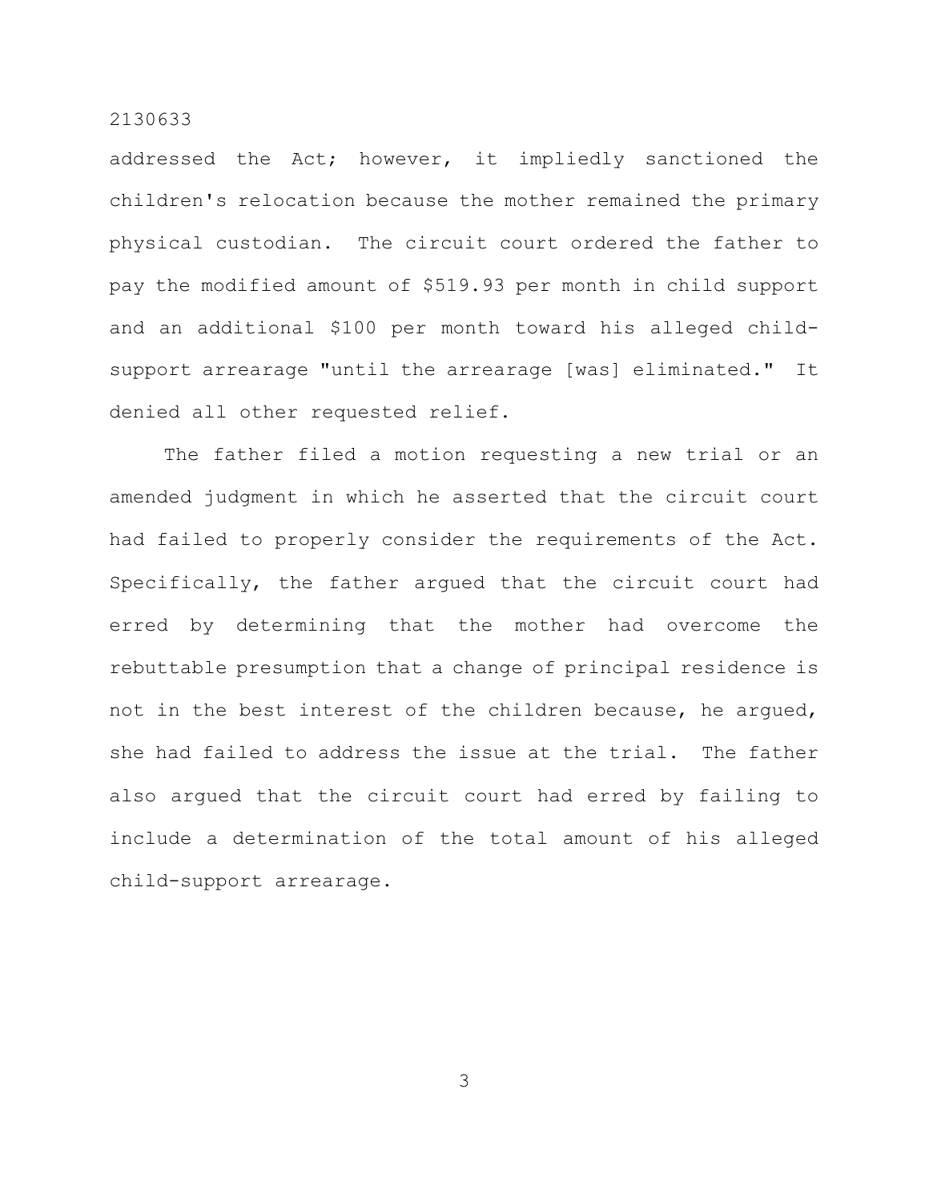addressed the Act; however, it impliedly sanctioned the children's relocation because the mother remained the primary physical custodian. The circuit court ordered the father to pay the modified amount of $519.93 per month in child support and an additional $100 per month toward his alleged child-support arrearage "until the arrearage [was] eliminated." It denied all other requested relief.

The father filed a motion requesting a new trial or an amended judgment in which he asserted that the circuit court had failed to properly consider the requirements of the Act. Specifically, the father argued that the circuit court had erred by determining that the mother had overcome the rebuttable presumption that a change of principal residence is not in the best interest of the children because, he argued, she had failed to address the issue at the trial. The father also argued that the circuit court had erred by failing to include a determination of the total amount of his alleged child-support arrearage.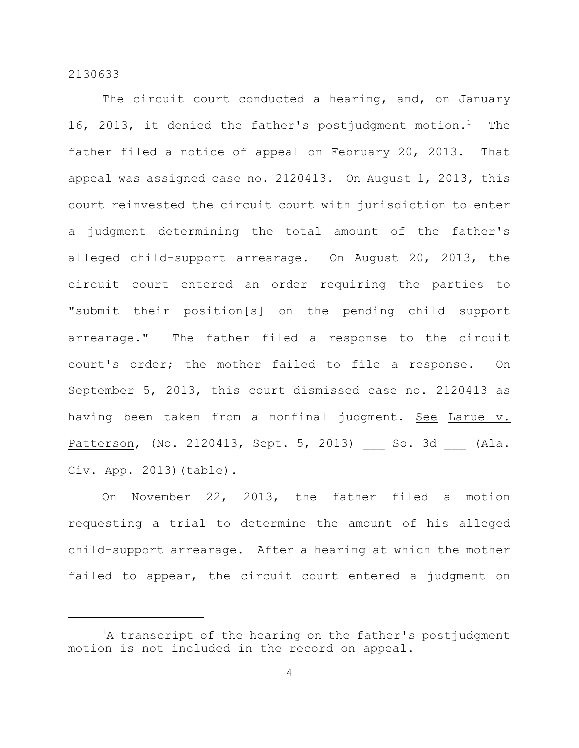The circuit court conducted a hearing, and, on January 16, 2013, it denied the father's postjudgment motion.[1] The father filed a notice of appeal on February 20, 2013. That appeal was assigned case no. 2120413. On August 1, 2013, this court reinvested the circuit court with jurisdiction to enter a judgment determining the total amount of the father's alleged child-support arrearage. On August 20, 2013, the circuit court entered an order requiring the parties to "submit their position[s] on the pending child support arrearage." The father filed a response to the circuit court's order; the mother failed to file a response. On September 5, 2013, this court dismissed case no. 2120413 as having been taken from a nonfinal judgment. See Larue v. Patterson, (No. 2120413, Sept. 5, 2013) ___ So. 3d ___ (Ala. Civ. App. 2013)(table).

On November 22, 2013, the father filed a motion requesting a trial to determine the amount of his alleged child-support arrearage. After a hearing at which the mother failed to appear, the circuit court entered a judgment on

[1]A transcript of the hearing on the father's postjudgment motion is not included in the record on appeal.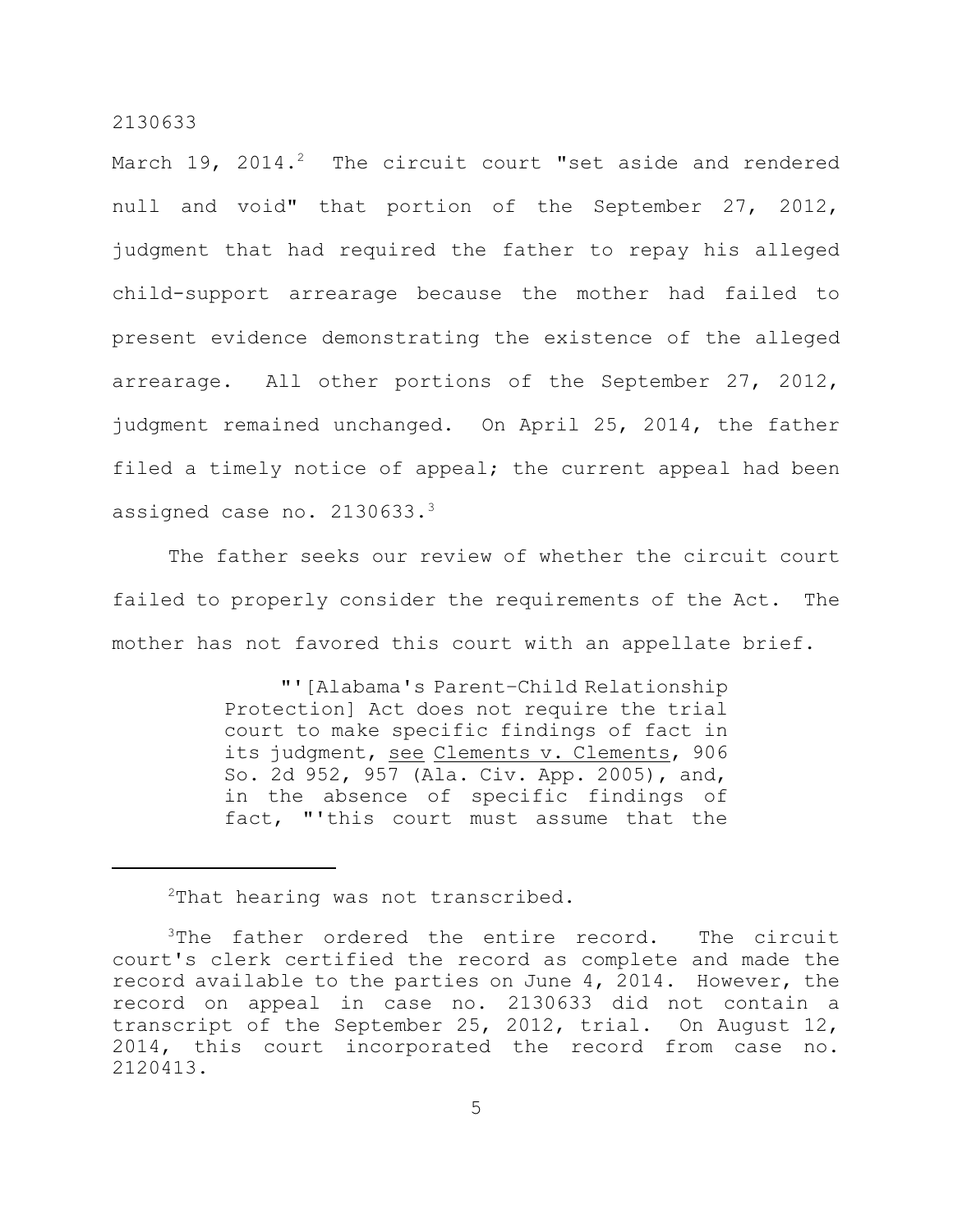March 19, 2014.[2] The circuit court "set aside and rendered null and void" that portion of the September 27, 2012, judgment that had required the father to repay his alleged child-support arrearage because the mother had failed to present evidence demonstrating the existence of the alleged arrearage. All other portions of the September 27, 2012, judgment remained unchanged. On April 25, 2014, the father filed a timely notice of appeal; the current appeal had been assigned case no. 2130633.[3]

The father seeks our review of whether the circuit court failed to properly consider the requirements of the Act. The mother has not favored this court with an appellate brief.

> "'[Alabama's Parent-Child Relationship Protection] Act does not require the trial court to make specific findings of fact in its judgment, see Clements v. Clements, 906 So. 2d 952, 957 (Ala. Civ. App. 2005), and, in the absence of specific findings of fact, "'this court must assume that the

---

[2]That hearing was not transcribed.

[3]The father ordered the entire record. The circuit court's clerk certified the record as complete and made the record available to the parties on June 4, 2014. However, the record on appeal in case no. 2130633 did not contain a transcript of the September 25, 2012, trial. On August 12, 2014, this court incorporated the record from case no. 2120413.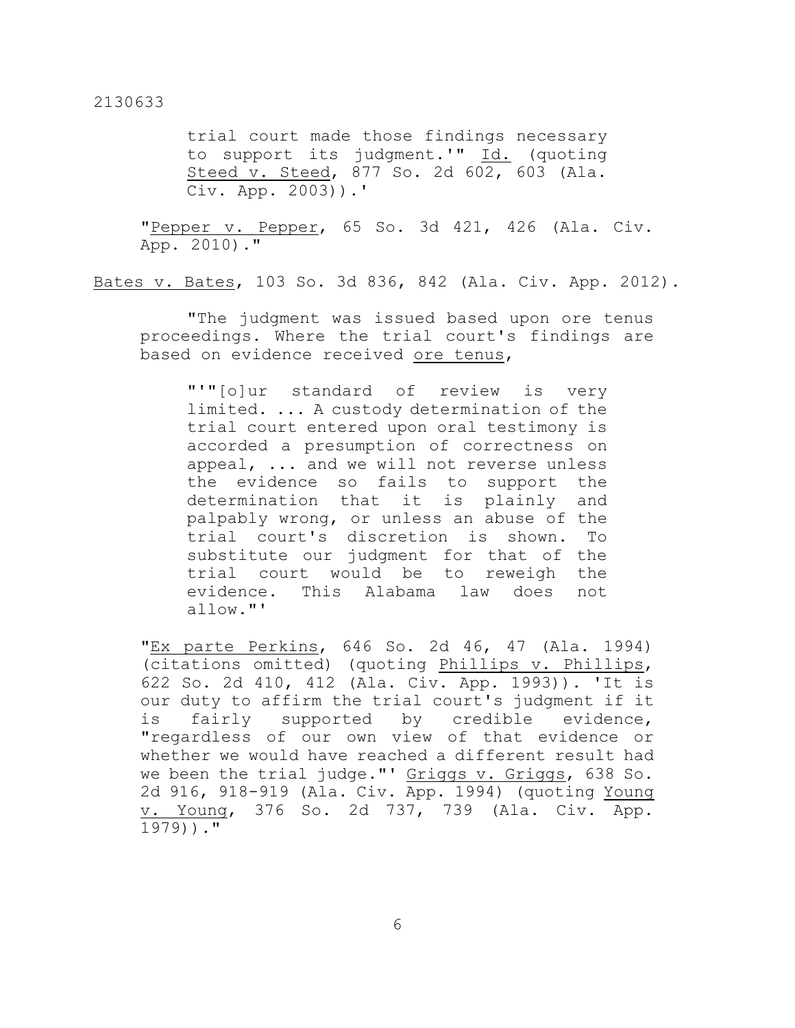> > trial court made those findings necessary to support its judgment.'" Id. (quoting Steed v. Steed, 877 So. 2d 602, 603 (Ala. Civ. App. 2003)).'
>
> "Pepper v. Pepper, 65 So. 3d 421, 426 (Ala. Civ. App. 2010)."

Bates v. Bates, 103 So. 3d 836, 842 (Ala. Civ. App. 2012).

> "The judgment was issued based upon ore tenus proceedings. Where the trial court's findings are based on evidence received *ore tenus*,
>
> > "'"[o]ur standard of review is very limited. ... A custody determination of the trial court entered upon oral testimony is accorded a presumption of correctness on appeal, ... and we will not reverse unless the evidence so fails to support the determination that it is plainly and palpably wrong, or unless an abuse of the trial court's discretion is shown. To substitute our judgment for that of the trial court would be to reweigh the evidence. This Alabama law does not allow."'
>
> "Ex parte Perkins, 646 So. 2d 46, 47 (Ala. 1994) (citations omitted) (quoting Phillips v. Phillips, 622 So. 2d 410, 412 (Ala. Civ. App. 1993)). 'It is our duty to affirm the trial court's judgment if it is fairly supported by credible evidence, "regardless of our own view of that evidence or whether we would have reached a different result had we been the trial judge."' Griggs v. Griggs, 638 So. 2d 916, 918-919 (Ala. Civ. App. 1994) (quoting Young v. Young, 376 So. 2d 737, 739 (Ala. Civ. App. 1979))."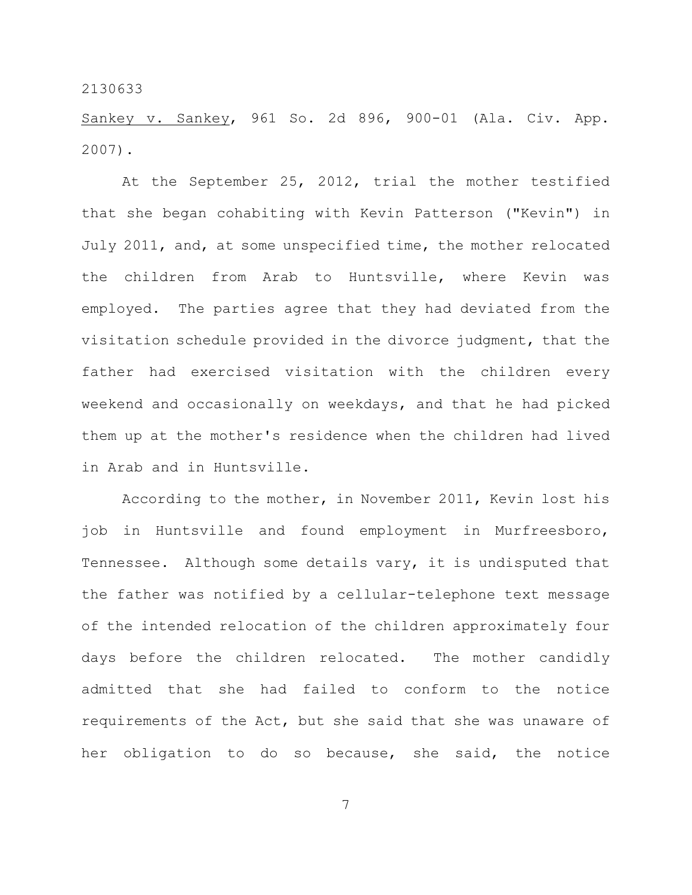Sankey v. Sankey, 961 So. 2d 896, 900-01 (Ala. Civ. App. 2007).

At the September 25, 2012, trial the mother testified that she began cohabiting with Kevin Patterson ("Kevin") in July 2011, and, at some unspecified time, the mother relocated the children from Arab to Huntsville, where Kevin was employed. The parties agree that they had deviated from the visitation schedule provided in the divorce judgment, that the father had exercised visitation with the children every weekend and occasionally on weekdays, and that he had picked them up at the mother's residence when the children had lived in Arab and in Huntsville.

According to the mother, in November 2011, Kevin lost his job in Huntsville and found employment in Murfreesboro, Tennessee. Although some details vary, it is undisputed that the father was notified by a cellular-telephone text message of the intended relocation of the children approximately four days before the children relocated. The mother candidly admitted that she had failed to conform to the notice requirements of the Act, but she said that she was unaware of her obligation to do so because, she said, the notice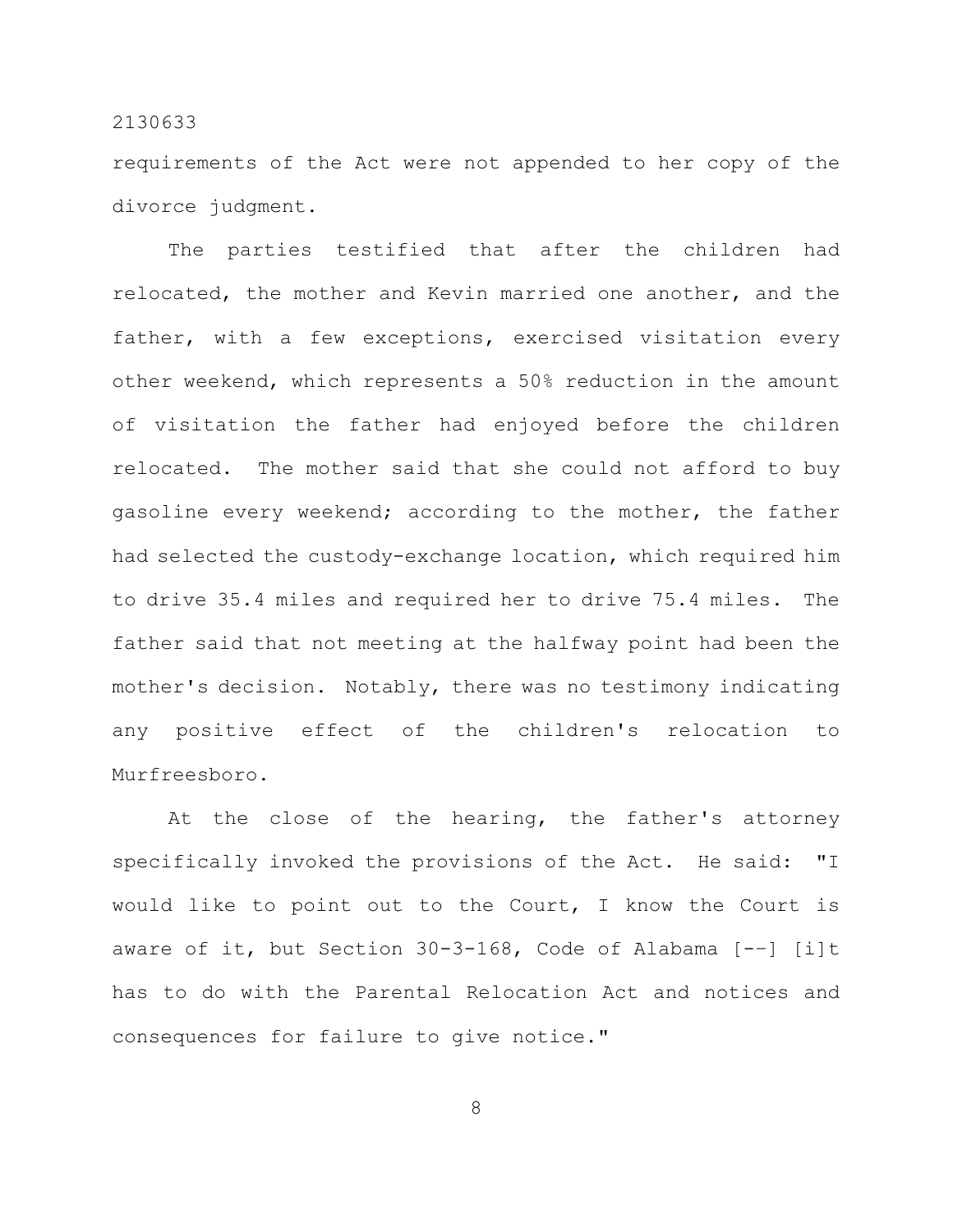requirements of the Act were not appended to her copy of the divorce judgment.

The parties testified that after the children had relocated, the mother and Kevin married one another, and the father, with a few exceptions, exercised visitation every other weekend, which represents a 50% reduction in the amount of visitation the father had enjoyed before the children relocated. The mother said that she could not afford to buy gasoline every weekend; according to the mother, the father had selected the custody-exchange location, which required him to drive 35.4 miles and required her to drive 75.4 miles. The father said that not meeting at the halfway point had been the mother's decision. Notably, there was no testimony indicating any positive effect of the children's relocation to Murfreesboro.

At the close of the hearing, the father's attorney specifically invoked the provisions of the Act. He said: "I would like to point out to the Court, I know the Court is aware of it, but Section 30-3-168, Code of Alabama [--] [i]t has to do with the Parental Relocation Act and notices and consequences for failure to give notice."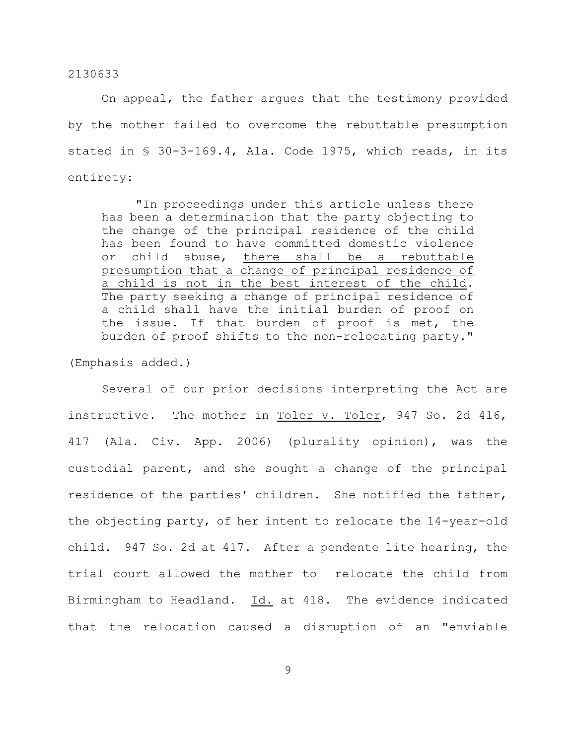On appeal, the father argues that the testimony provided by the mother failed to overcome the rebuttable presumption stated in § 30-3-169.4, Ala. Code 1975, which reads, in its entirety:

> "In proceedings under this article unless there has been a determination that the party objecting to the change of the principal residence of the child has been found to have committed domestic violence or child abuse, <u>there shall be a rebuttable presumption that a change of principal residence of a child is not in the best interest of the child</u>. The party seeking a change of principal residence of a child shall have the initial burden of proof on the issue. If that burden of proof is met, the burden of proof shifts to the non-relocating party."

(Emphasis added.)

Several of our prior decisions interpreting the Act are instructive. The mother in <u>Toler v. Toler</u>, 947 So. 2d 416, 417 (Ala. Civ. App. 2006) (plurality opinion), was the custodial parent, and she sought a change of the principal residence of the parties' children. She notified the father, the objecting party, of her intent to relocate the 14-year-old child. 947 So. 2d at 417. After a pendente lite hearing, the trial court allowed the mother to relocate the child from Birmingham to Headland. <u>Id.</u> at 418. The evidence indicated that the relocation caused a disruption of an "enviable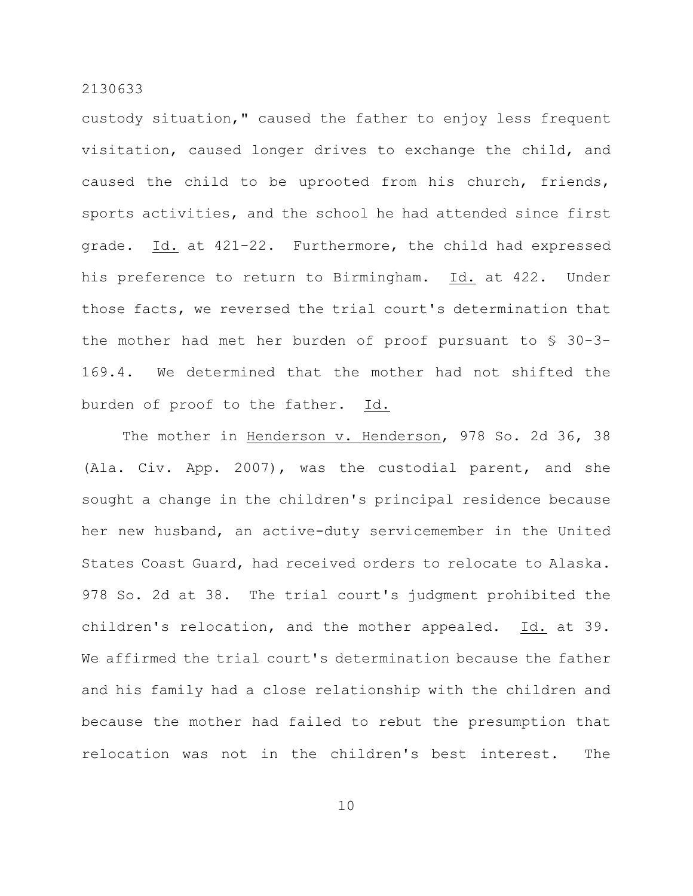custody situation," caused the father to enjoy less frequent visitation, caused longer drives to exchange the child, and caused the child to be uprooted from his church, friends, sports activities, and the school he had attended since first grade. Id. at 421-22. Furthermore, the child had expressed his preference to return to Birmingham. Id. at 422. Under those facts, we reversed the trial court's determination that the mother had met her burden of proof pursuant to § 30-3-169.4. We determined that the mother had not shifted the burden of proof to the father. Id.

The mother in Henderson v. Henderson, 978 So. 2d 36, 38 (Ala. Civ. App. 2007), was the custodial parent, and she sought a change in the children's principal residence because her new husband, an active-duty servicemember in the United States Coast Guard, had received orders to relocate to Alaska. 978 So. 2d at 38. The trial court's judgment prohibited the children's relocation, and the mother appealed. Id. at 39. We affirmed the trial court's determination because the father and his family had a close relationship with the children and because the mother had failed to rebut the presumption that relocation was not in the children's best interest. The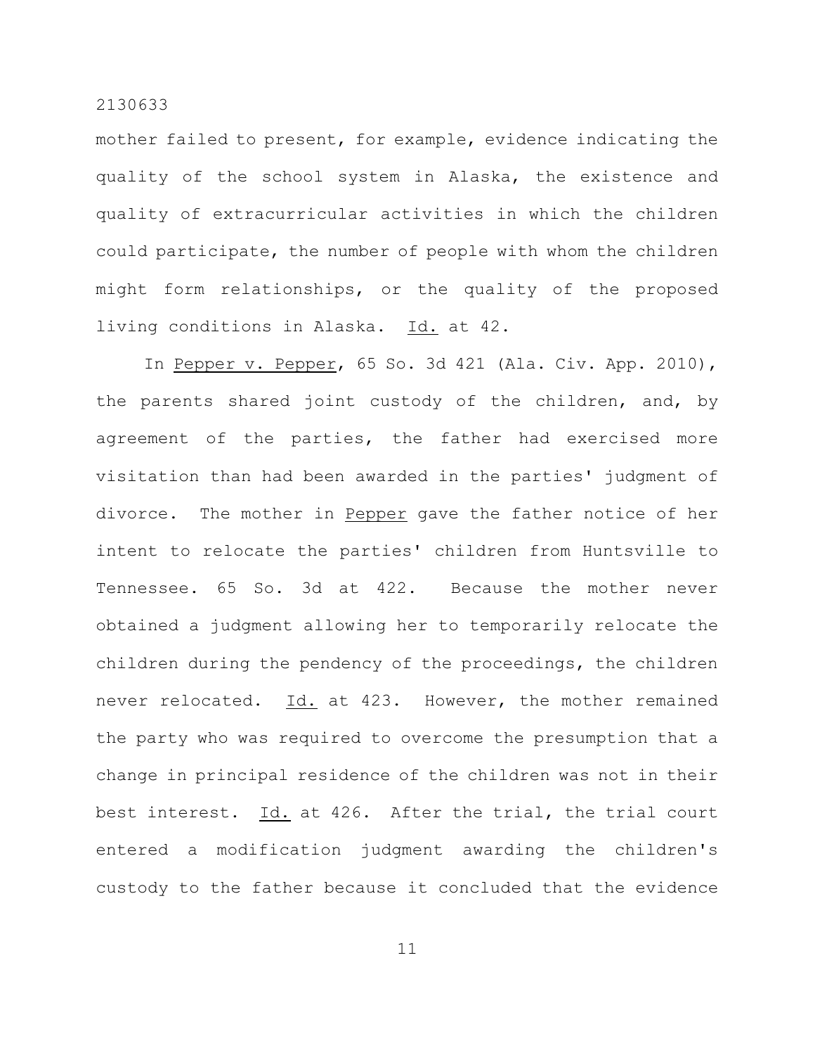mother failed to present, for example, evidence indicating the quality of the school system in Alaska, the existence and quality of extracurricular activities in which the children could participate, the number of people with whom the children might form relationships, or the quality of the proposed living conditions in Alaska. Id. at 42.

In Pepper v. Pepper, 65 So. 3d 421 (Ala. Civ. App. 2010), the parents shared joint custody of the children, and, by agreement of the parties, the father had exercised more visitation than had been awarded in the parties' judgment of divorce. The mother in Pepper gave the father notice of her intent to relocate the parties' children from Huntsville to Tennessee. 65 So. 3d at 422. Because the mother never obtained a judgment allowing her to temporarily relocate the children during the pendency of the proceedings, the children never relocated. Id. at 423. However, the mother remained the party who was required to overcome the presumption that a change in principal residence of the children was not in their best interest. Id. at 426. After the trial, the trial court entered a modification judgment awarding the children's custody to the father because it concluded that the evidence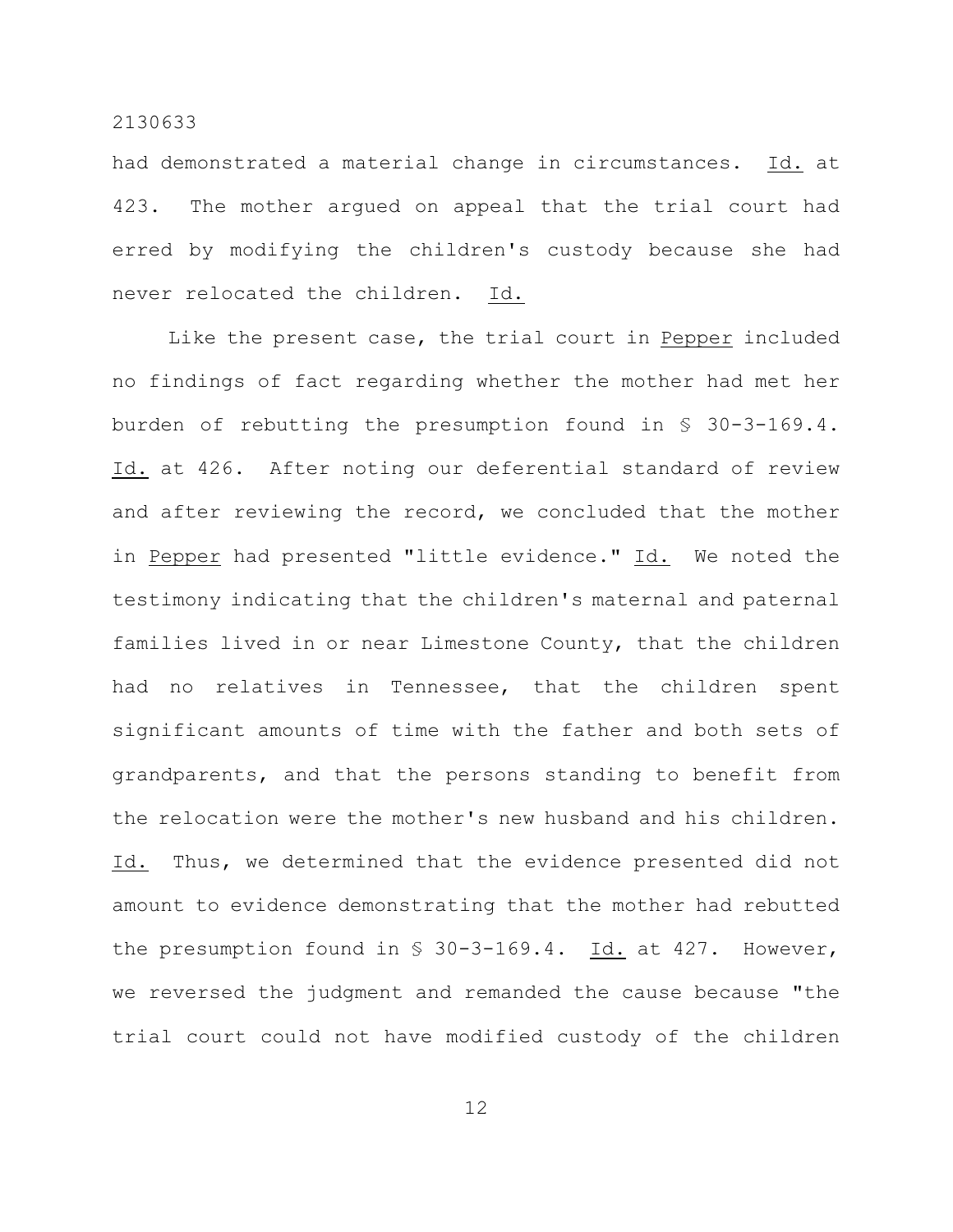had demonstrated a material change in circumstances. Id. at 423. The mother argued on appeal that the trial court had erred by modifying the children's custody because she had never relocated the children. Id.

Like the present case, the trial court in Pepper included no findings of fact regarding whether the mother had met her burden of rebutting the presumption found in § 30-3-169.4. Id. at 426. After noting our deferential standard of review and after reviewing the record, we concluded that the mother in Pepper had presented "little evidence." Id. We noted the testimony indicating that the children's maternal and paternal families lived in or near Limestone County, that the children had no relatives in Tennessee, that the children spent significant amounts of time with the father and both sets of grandparents, and that the persons standing to benefit from the relocation were the mother's new husband and his children. Id. Thus, we determined that the evidence presented did not amount to evidence demonstrating that the mother had rebutted the presumption found in § 30-3-169.4. Id. at 427. However, we reversed the judgment and remanded the cause because "the trial court could not have modified custody of the children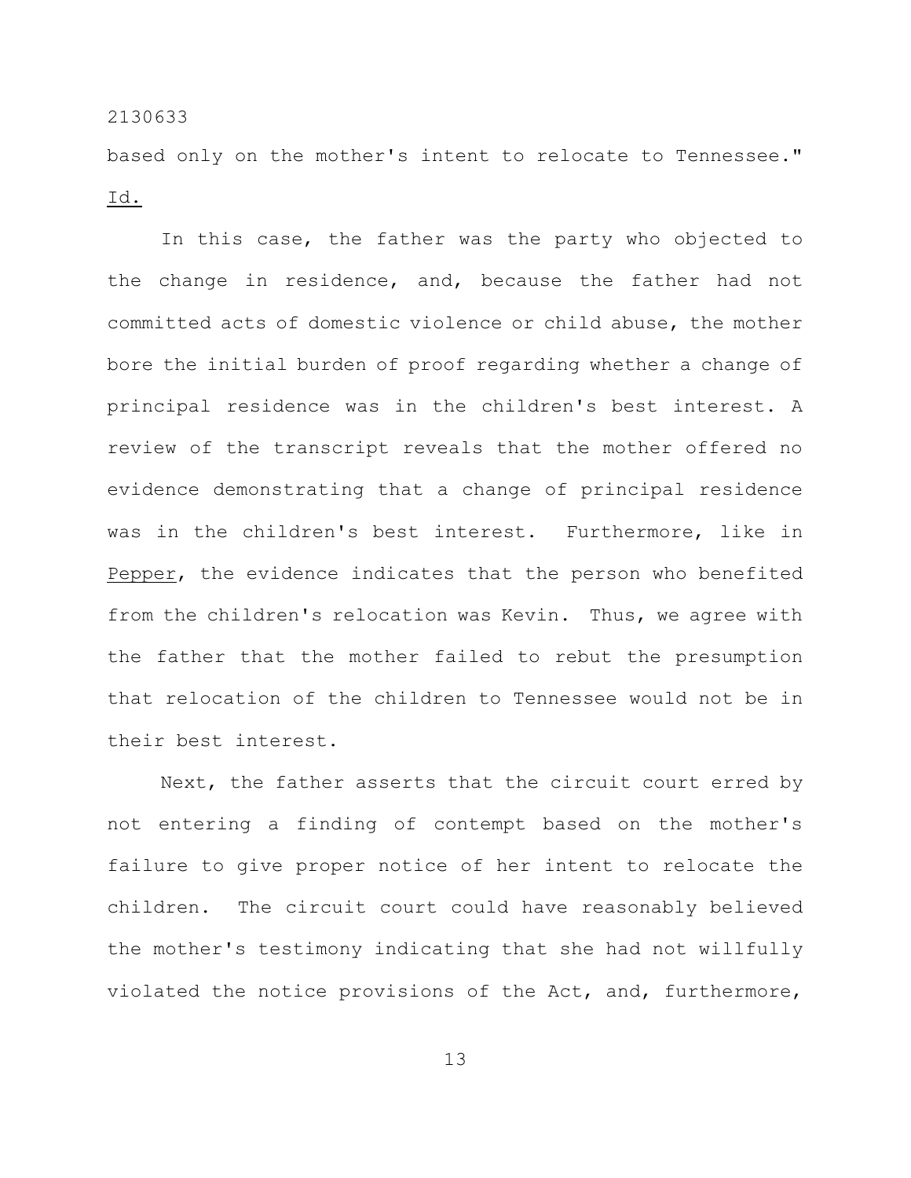based only on the mother's intent to relocate to Tennessee." Id.

In this case, the father was the party who objected to the change in residence, and, because the father had not committed acts of domestic violence or child abuse, the mother bore the initial burden of proof regarding whether a change of principal residence was in the children's best interest. A review of the transcript reveals that the mother offered no evidence demonstrating that a change of principal residence was in the children's best interest. Furthermore, like in Pepper, the evidence indicates that the person who benefited from the children's relocation was Kevin. Thus, we agree with the father that the mother failed to rebut the presumption that relocation of the children to Tennessee would not be in their best interest.

Next, the father asserts that the circuit court erred by not entering a finding of contempt based on the mother's failure to give proper notice of her intent to relocate the children. The circuit court could have reasonably believed the mother's testimony indicating that she had not willfully violated the notice provisions of the Act, and, furthermore,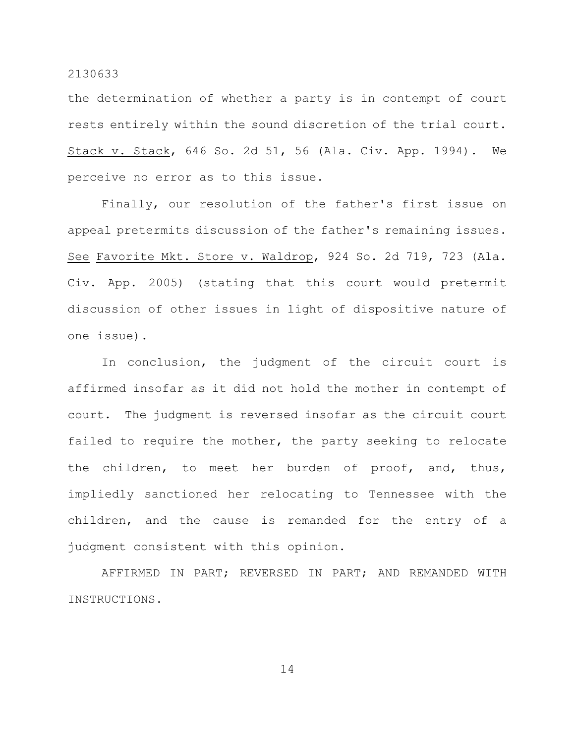the determination of whether a party is in contempt of court rests entirely within the sound discretion of the trial court. Stack v. Stack, 646 So. 2d 51, 56 (Ala. Civ. App. 1994). We perceive no error as to this issue.

Finally, our resolution of the father's first issue on appeal pretermits discussion of the father's remaining issues. See Favorite Mkt. Store v. Waldrop, 924 So. 2d 719, 723 (Ala. Civ. App. 2005) (stating that this court would pretermit discussion of other issues in light of dispositive nature of one issue).

In conclusion, the judgment of the circuit court is affirmed insofar as it did not hold the mother in contempt of court. The judgment is reversed insofar as the circuit court failed to require the mother, the party seeking to relocate the children, to meet her burden of proof, and, thus, impliedly sanctioned her relocating to Tennessee with the children, and the cause is remanded for the entry of a judgment consistent with this opinion.

AFFIRMED IN PART; REVERSED IN PART; AND REMANDED WITH INSTRUCTIONS.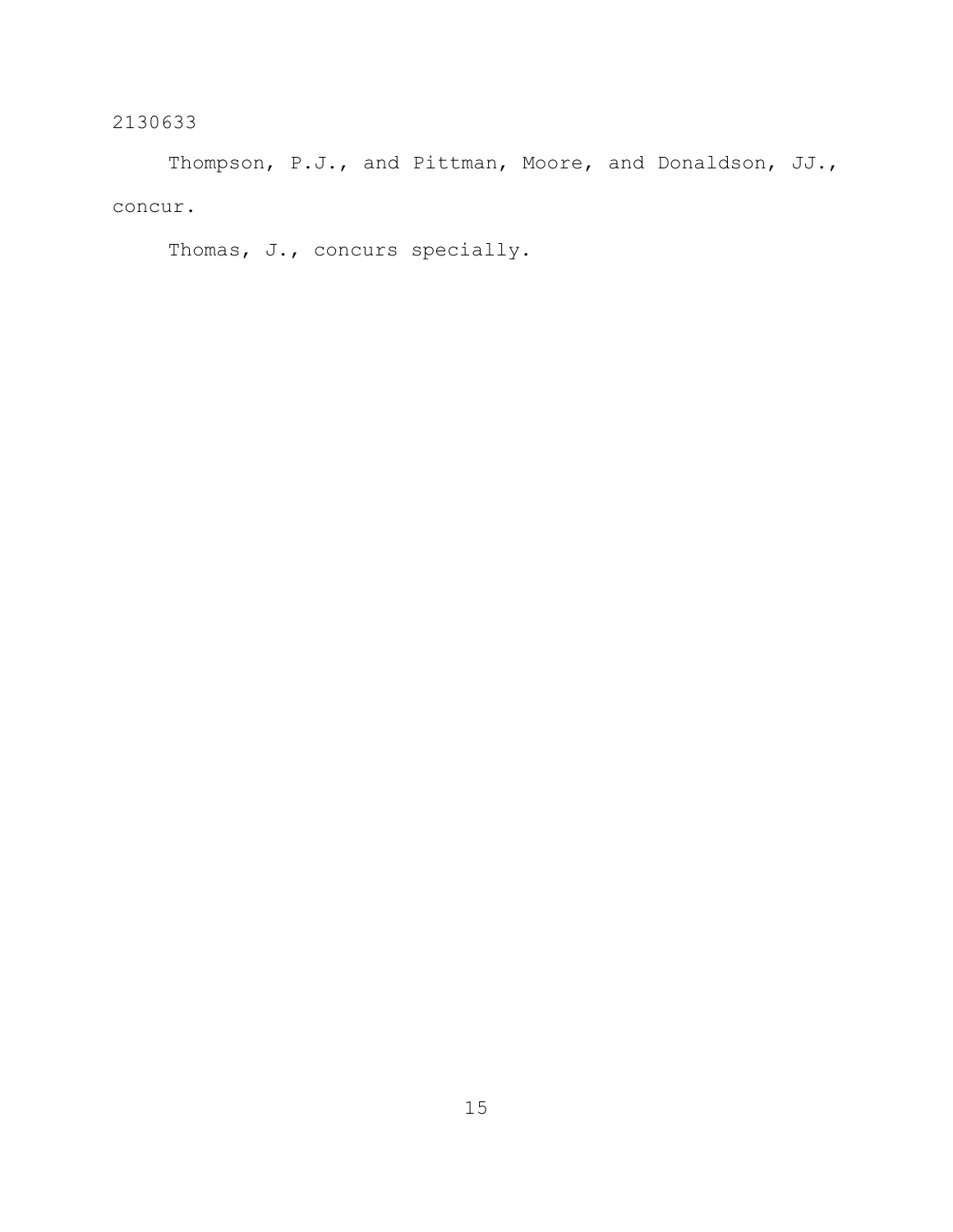Thompson, P.J., and Pittman, Moore, and Donaldson, JJ., concur.

Thomas, J., concurs specially.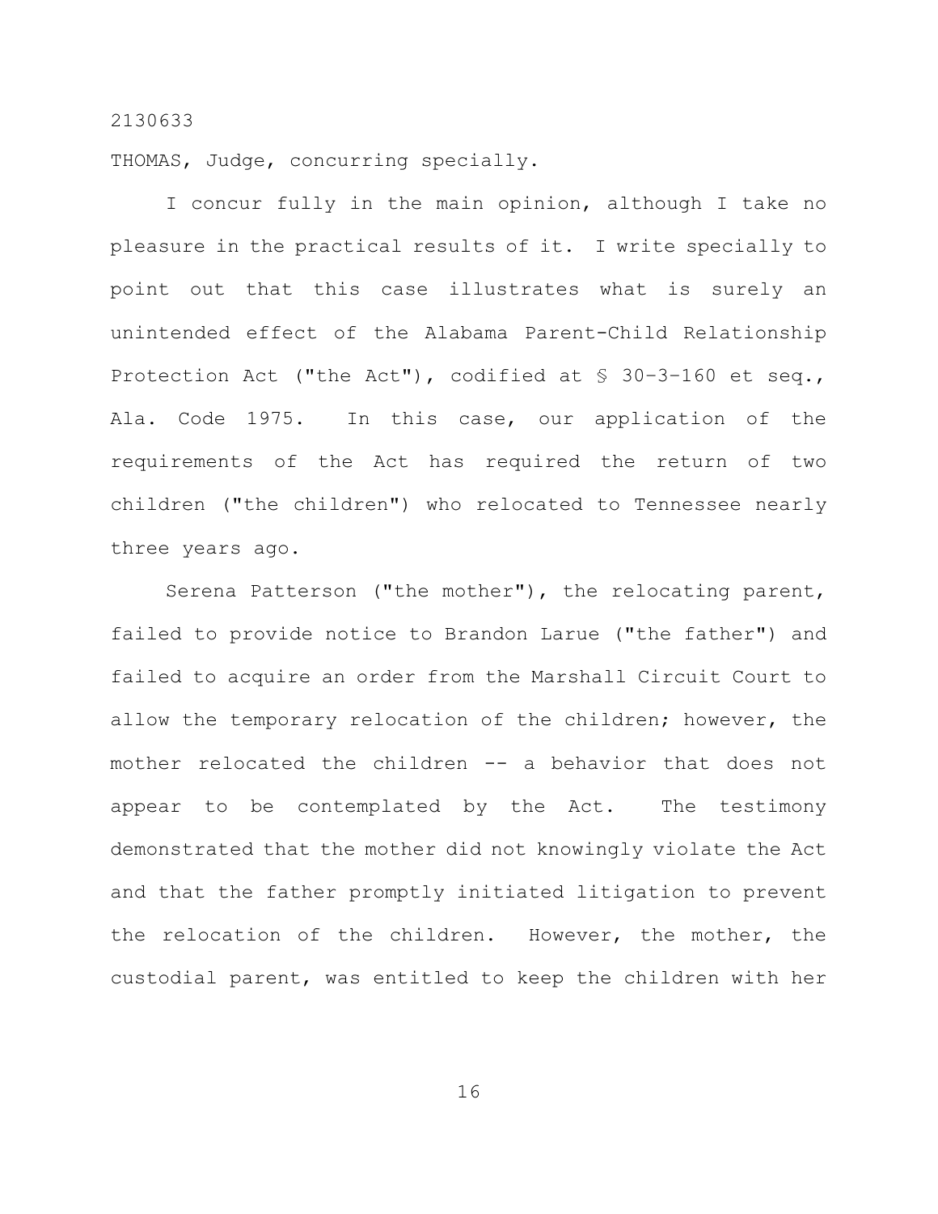THOMAS, Judge, concurring specially.

I concur fully in the main opinion, although I take no pleasure in the practical results of it. I write specially to point out that this case illustrates what is surely an unintended effect of the Alabama Parent-Child Relationship Protection Act ("the Act"), codified at § 30-3-160 et seq., Ala. Code 1975. In this case, our application of the requirements of the Act has required the return of two children ("the children") who relocated to Tennessee nearly three years ago.

Serena Patterson ("the mother"), the relocating parent, failed to provide notice to Brandon Larue ("the father") and failed to acquire an order from the Marshall Circuit Court to allow the temporary relocation of the children; however, the mother relocated the children -- a behavior that does not appear to be contemplated by the Act. The testimony demonstrated that the mother did not knowingly violate the Act and that the father promptly initiated litigation to prevent the relocation of the children. However, the mother, the custodial parent, was entitled to keep the children with her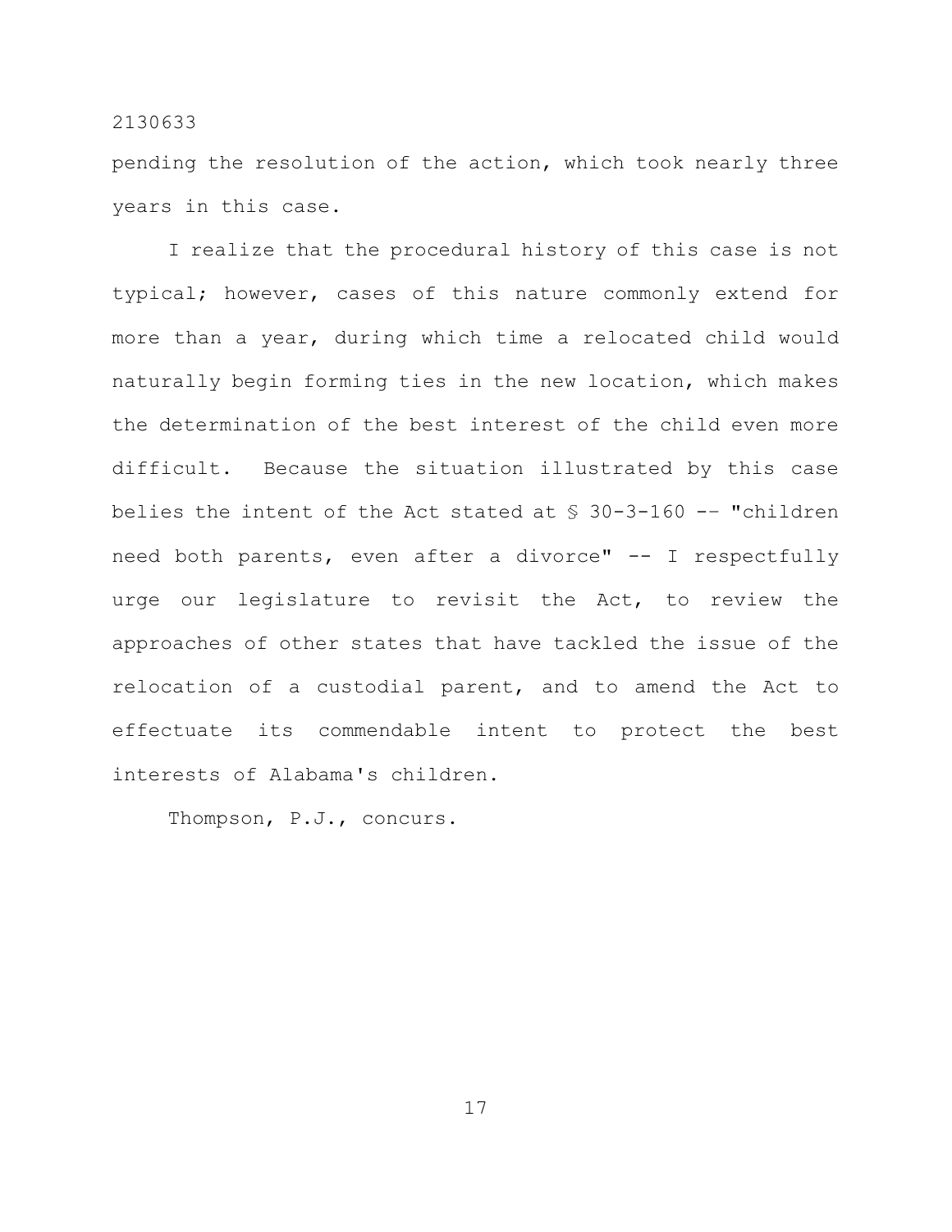pending the resolution of the action, which took nearly three years in this case.

I realize that the procedural history of this case is not typical; however, cases of this nature commonly extend for more than a year, during which time a relocated child would naturally begin forming ties in the new location, which makes the determination of the best interest of the child even more difficult. Because the situation illustrated by this case belies the intent of the Act stated at § 30-3-160 -- "children need both parents, even after a divorce" -- I respectfully urge our legislature to revisit the Act, to review the approaches of other states that have tackled the issue of the relocation of a custodial parent, and to amend the Act to effectuate its commendable intent to protect the best interests of Alabama's children.

Thompson, P.J., concurs.